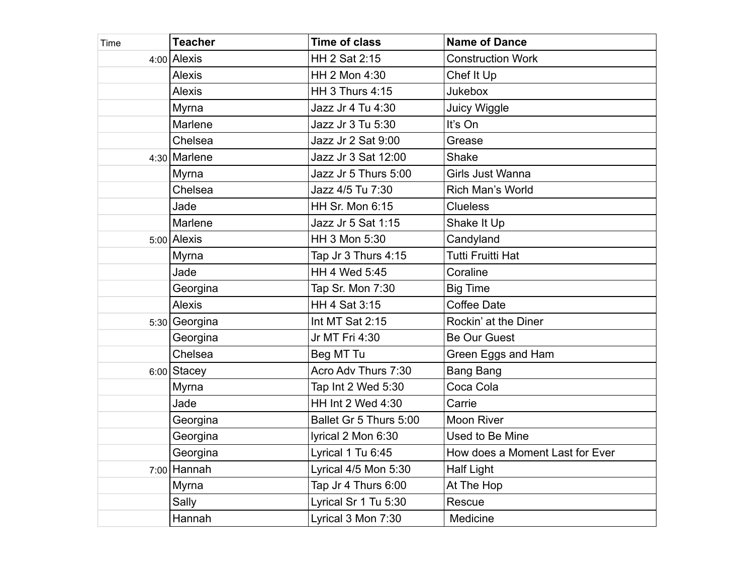| Time | Teacher | Time of class | Name of Dance |
|---|---|---|---|
| 4:00 | Alexis | HH 2 Sat 2:15 | Construction Work |
| | Alexis | HH 2 Mon 4:30 | Chef It Up |
| | Alexis | HH 3 Thurs 4:15 | Jukebox |
| | Myrna | Jazz Jr 4 Tu 4:30 | Juicy Wiggle |
| | Marlene | Jazz Jr 3 Tu 5:30 | It's On |
| | Chelsea | Jazz Jr 2 Sat 9:00 | Grease |
| 4:30 | Marlene | Jazz Jr 3 Sat 12:00 | Shake |
| | Myrna | Jazz Jr 5 Thurs 5:00 | Girls Just Wanna |
| | Chelsea | Jazz 4/5 Tu 7:30 | Rich Man's World |
| | Jade | HH Sr. Mon 6:15 | Clueless |
| | Marlene | Jazz Jr 5 Sat 1:15 | Shake It Up |
| 5:00 | Alexis | HH 3 Mon 5:30 | Candyland |
| | Myrna | Tap Jr 3 Thurs 4:15 | Tutti Fruitti Hat |
| | Jade | HH 4 Wed 5:45 | Coraline |
| | Georgina | Tap Sr. Mon 7:30 | Big Time |
| | Alexis | HH 4 Sat 3:15 | Coffee Date |
| 5:30 | Georgina | Int MT Sat 2:15 | Rockin' at the Diner |
| | Georgina | Jr MT Fri 4:30 | Be Our Guest |
| | Chelsea | Beg MT Tu | Green Eggs and Ham |
| 6:00 | Stacey | Acro Adv Thurs 7:30 | Bang Bang |
| | Myrna | Tap Int 2 Wed 5:30 | Coca Cola |
| | Jade | HH Int 2 Wed 4:30 | Carrie |
| | Georgina | Ballet Gr 5 Thurs 5:00 | Moon River |
| | Georgina | lyrical 2 Mon 6:30 | Used to Be Mine |
| | Georgina | Lyrical 1 Tu 6:45 | How does a Moment Last for Ever |
| 7:00 | Hannah | Lyrical 4/5 Mon 5:30 | Half Light |
| | Myrna | Tap Jr 4 Thurs 6:00 | At The Hop |
| | Sally | Lyrical Sr 1 Tu 5:30 | Rescue |
| | Hannah | Lyrical 3 Mon 7:30 | Medicine |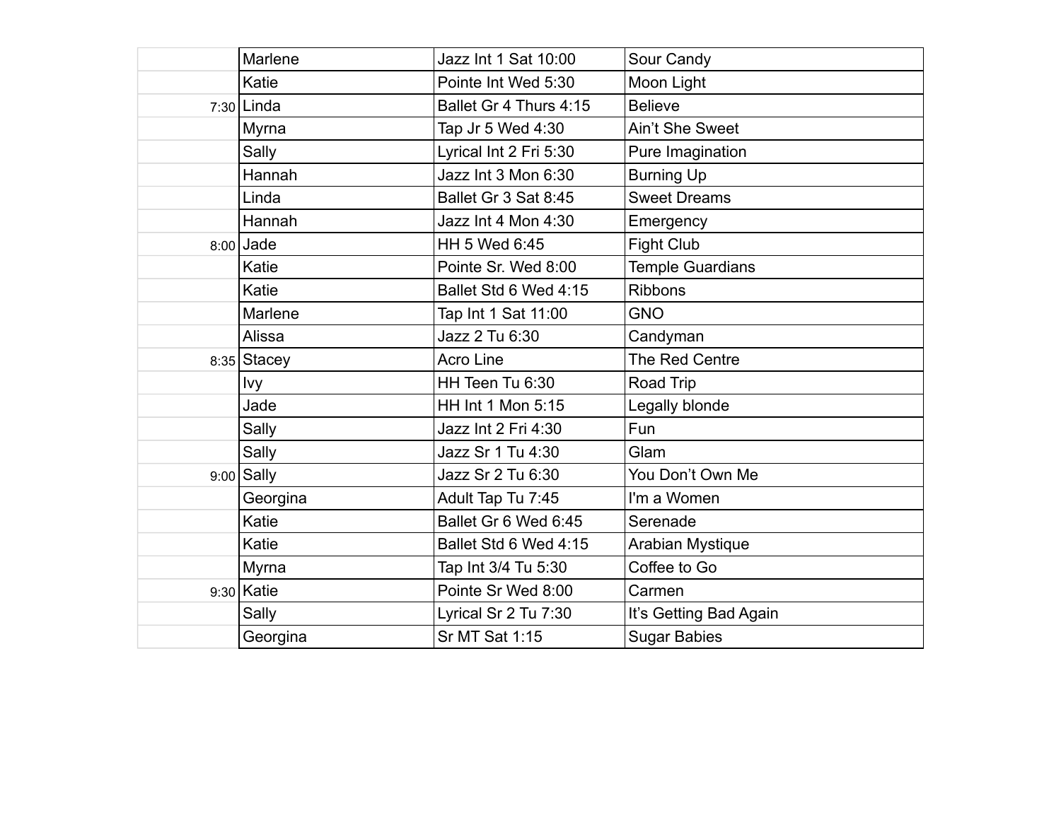| | | | |
|---|---|---|---|
| | Marlene | Jazz Int 1 Sat 10:00 | Sour Candy |
| | Katie | Pointe Int Wed 5:30 | Moon Light |
| 7:30 | Linda | Ballet Gr 4 Thurs 4:15 | Believe |
| | Myrna | Tap Jr 5 Wed 4:30 | Ain't She Sweet |
| | Sally | Lyrical Int 2 Fri 5:30 | Pure Imagination |
| | Hannah | Jazz Int 3 Mon 6:30 | Burning Up |
| | Linda | Ballet Gr 3 Sat 8:45 | Sweet Dreams |
| | Hannah | Jazz Int 4 Mon 4:30 | Emergency |
| 8:00 | Jade | HH 5 Wed 6:45 | Fight Club |
| | Katie | Pointe Sr. Wed 8:00 | Temple Guardians |
| | Katie | Ballet Std 6 Wed 4:15 | Ribbons |
| | Marlene | Tap Int 1 Sat 11:00 | GNO |
| | Alissa | Jazz 2 Tu 6:30 | Candyman |
| 8:35 | Stacey | Acro Line | The Red Centre |
| | Ivy | HH Teen Tu 6:30 | Road Trip |
| | Jade | HH Int 1 Mon 5:15 | Legally blonde |
| | Sally | Jazz Int 2 Fri 4:30 | Fun |
| | Sally | Jazz Sr 1 Tu 4:30 | Glam |
| 9:00 | Sally | Jazz Sr 2 Tu 6:30 | You Don't Own Me |
| | Georgina | Adult Tap Tu 7:45 | I'm a Women |
| | Katie | Ballet Gr 6 Wed 6:45 | Serenade |
| | Katie | Ballet Std 6 Wed 4:15 | Arabian Mystique |
| | Myrna | Tap Int 3/4 Tu 5:30 | Coffee to Go |
| 9:30 | Katie | Pointe Sr Wed 8:00 | Carmen |
| | Sally | Lyrical Sr 2 Tu 7:30 | It's Getting Bad Again |
| | Georgina | Sr MT Sat 1:15 | Sugar Babies |